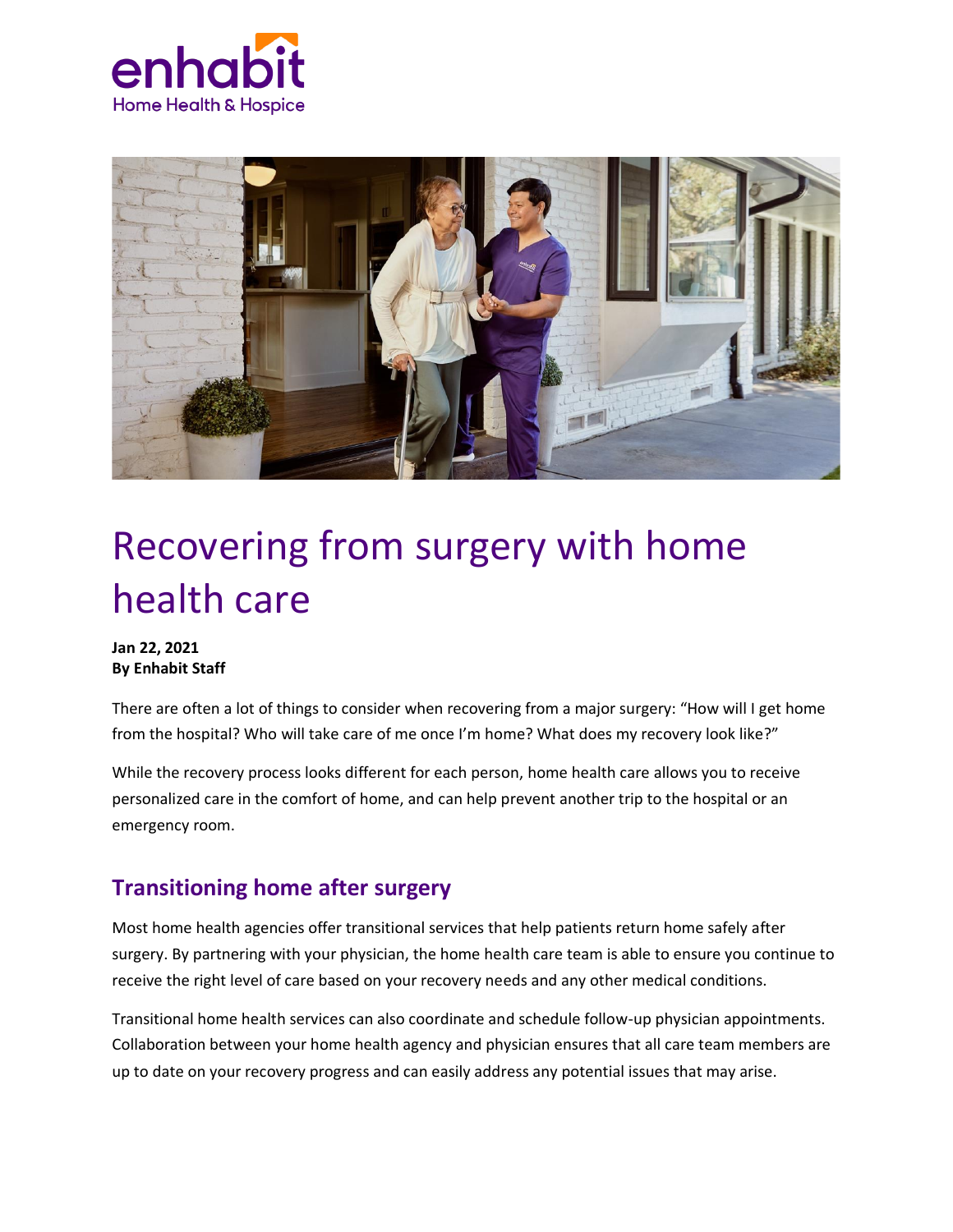# Recovering from surgery with home health care

**Jan 22, 2021**
**By Enhabit Staff**

There are often a lot of things to consider when recovering from a major surgery: "How will I get home from the hospital? Who will take care of me once I'm home? What does my recovery look like?"

While the recovery process looks different for each person, home health care allows you to receive personalized care in the comfort of home, and can help prevent another trip to the hospital or an emergency room.

## Transitioning home after surgery

Most home health agencies offer transitional services that help patients return home safely after surgery. By partnering with your physician, the home health care team is able to ensure you continue to receive the right level of care based on your recovery needs and any other medical conditions.

Transitional home health services can also coordinate and schedule follow-up physician appointments. Collaboration between your home health agency and physician ensures that all care team members are up to date on your recovery progress and can easily address any potential issues that may arise.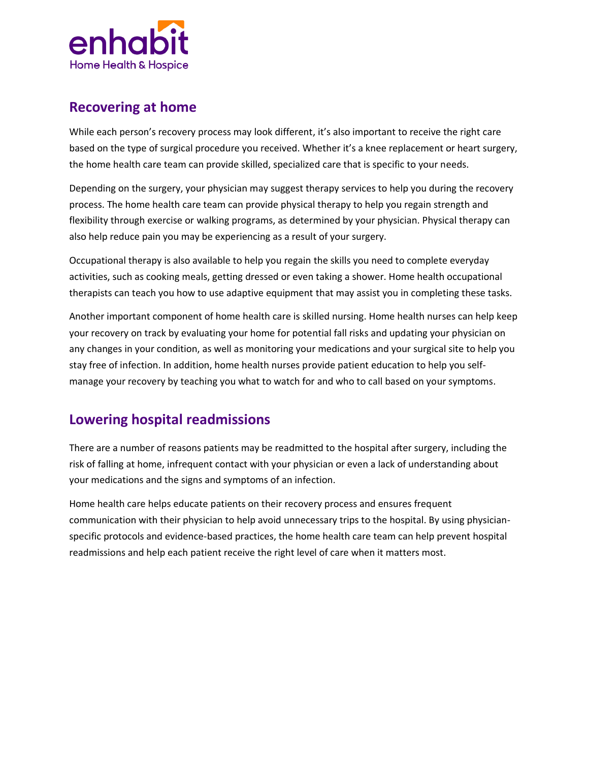## Recovering at home

While each person's recovery process may look different, it's also important to receive the right care based on the type of surgical procedure you received. Whether it's a knee replacement or heart surgery, the home health care team can provide skilled, specialized care that is specific to your needs.

Depending on the surgery, your physician may suggest therapy services to help you during the recovery process. The home health care team can provide physical therapy to help you regain strength and flexibility through exercise or walking programs, as determined by your physician. Physical therapy can also help reduce pain you may be experiencing as a result of your surgery.

Occupational therapy is also available to help you regain the skills you need to complete everyday activities, such as cooking meals, getting dressed or even taking a shower. Home health occupational therapists can teach you how to use adaptive equipment that may assist you in completing these tasks.

Another important component of home health care is skilled nursing. Home health nurses can help keep your recovery on track by evaluating your home for potential fall risks and updating your physician on any changes in your condition, as well as monitoring your medications and your surgical site to help you stay free of infection. In addition, home health nurses provide patient education to help you self-manage your recovery by teaching you what to watch for and who to call based on your symptoms.

## Lowering hospital readmissions

There are a number of reasons patients may be readmitted to the hospital after surgery, including the risk of falling at home, infrequent contact with your physician or even a lack of understanding about your medications and the signs and symptoms of an infection.

Home health care helps educate patients on their recovery process and ensures frequent communication with their physician to help avoid unnecessary trips to the hospital. By using physician-specific protocols and evidence-based practices, the home health care team can help prevent hospital readmissions and help each patient receive the right level of care when it matters most.